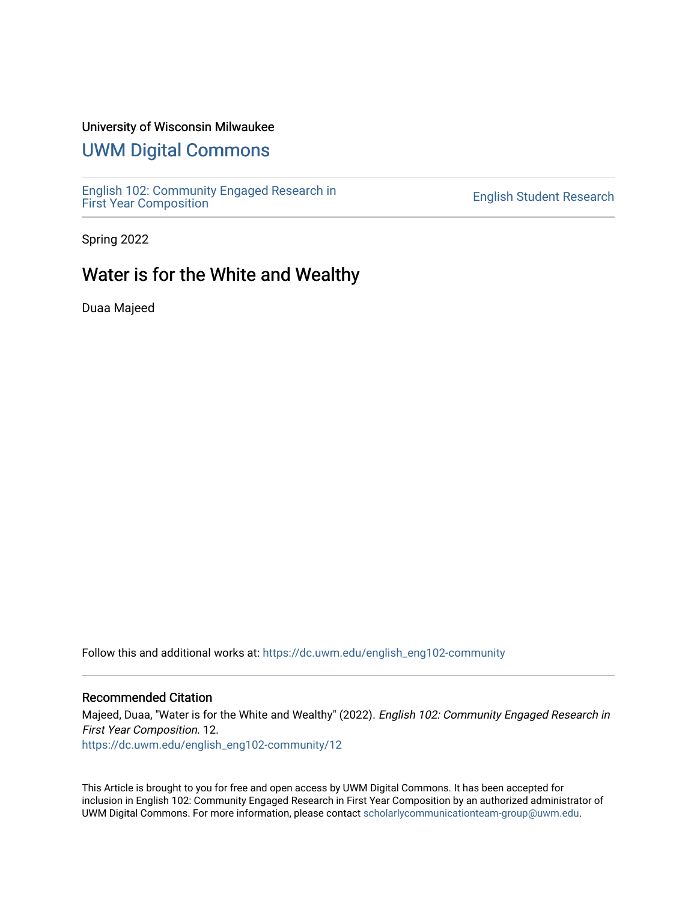University of Wisconsin Milwaukee

# UWM Digital Commons

English 102: Community Engaged Research in First Year Composition

English Student Research

Spring 2022

## Water is for the White and Wealthy

Duaa Majeed

Follow this and additional works at: https://dc.uwm.edu/english_eng102-community

### Recommended Citation

Majeed, Duaa, "Water is for the White and Wealthy" (2022). *English 102: Community Engaged Research in First Year Composition*. 12.
https://dc.uwm.edu/english_eng102-community/12

This Article is brought to you for free and open access by UWM Digital Commons. It has been accepted for inclusion in English 102: Community Engaged Research in First Year Composition by an authorized administrator of UWM Digital Commons. For more information, please contact scholarlycommunicationteam-group@uwm.edu.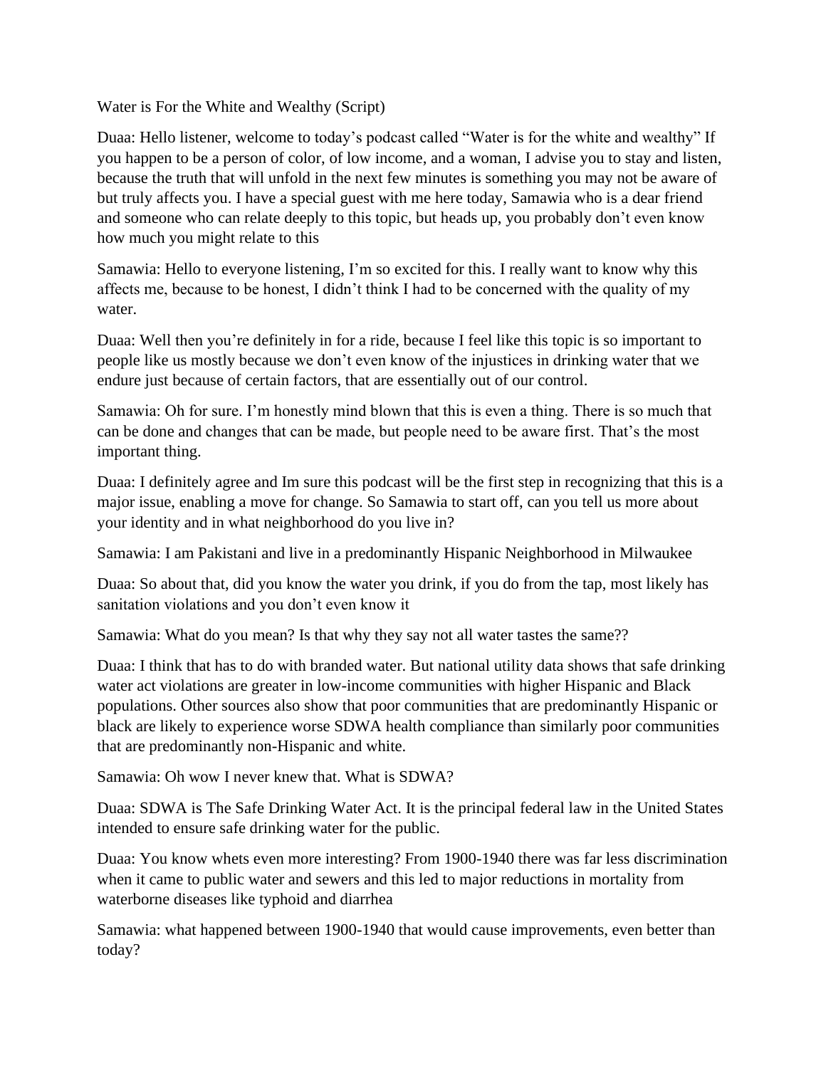Water is For the White and Wealthy (Script)

Duaa: Hello listener, welcome to today's podcast called "Water is for the white and wealthy" If you happen to be a person of color, of low income, and a woman, I advise you to stay and listen, because the truth that will unfold in the next few minutes is something you may not be aware of but truly affects you. I have a special guest with me here today, Samawia who is a dear friend and someone who can relate deeply to this topic, but heads up, you probably don't even know how much you might relate to this

Samawia: Hello to everyone listening, I'm so excited for this. I really want to know why this affects me, because to be honest, I didn't think I had to be concerned with the quality of my water.

Duaa: Well then you're definitely in for a ride, because I feel like this topic is so important to people like us mostly because we don't even know of the injustices in drinking water that we endure just because of certain factors, that are essentially out of our control.

Samawia: Oh for sure. I'm honestly mind blown that this is even a thing. There is so much that can be done and changes that can be made, but people need to be aware first. That's the most important thing.

Duaa: I definitely agree and Im sure this podcast will be the first step in recognizing that this is a major issue, enabling a move for change. So Samawia to start off, can you tell us more about your identity and in what neighborhood do you live in?

Samawia: I am Pakistani and live in a predominantly Hispanic Neighborhood in Milwaukee

Duaa: So about that, did you know the water you drink, if you do from the tap, most likely has sanitation violations and you don't even know it

Samawia: What do you mean? Is that why they say not all water tastes the same??

Duaa: I think that has to do with branded water. But national utility data shows that safe drinking water act violations are greater in low-income communities with higher Hispanic and Black populations. Other sources also show that poor communities that are predominantly Hispanic or black are likely to experience worse SDWA health compliance than similarly poor communities that are predominantly non-Hispanic and white.

Samawia: Oh wow I never knew that. What is SDWA?

Duaa: SDWA is The Safe Drinking Water Act. It is the principal federal law in the United States intended to ensure safe drinking water for the public.

Duaa: You know whets even more interesting? From 1900-1940 there was far less discrimination when it came to public water and sewers and this led to major reductions in mortality from waterborne diseases like typhoid and diarrhea

Samawia: what happened between 1900-1940 that would cause improvements, even better than today?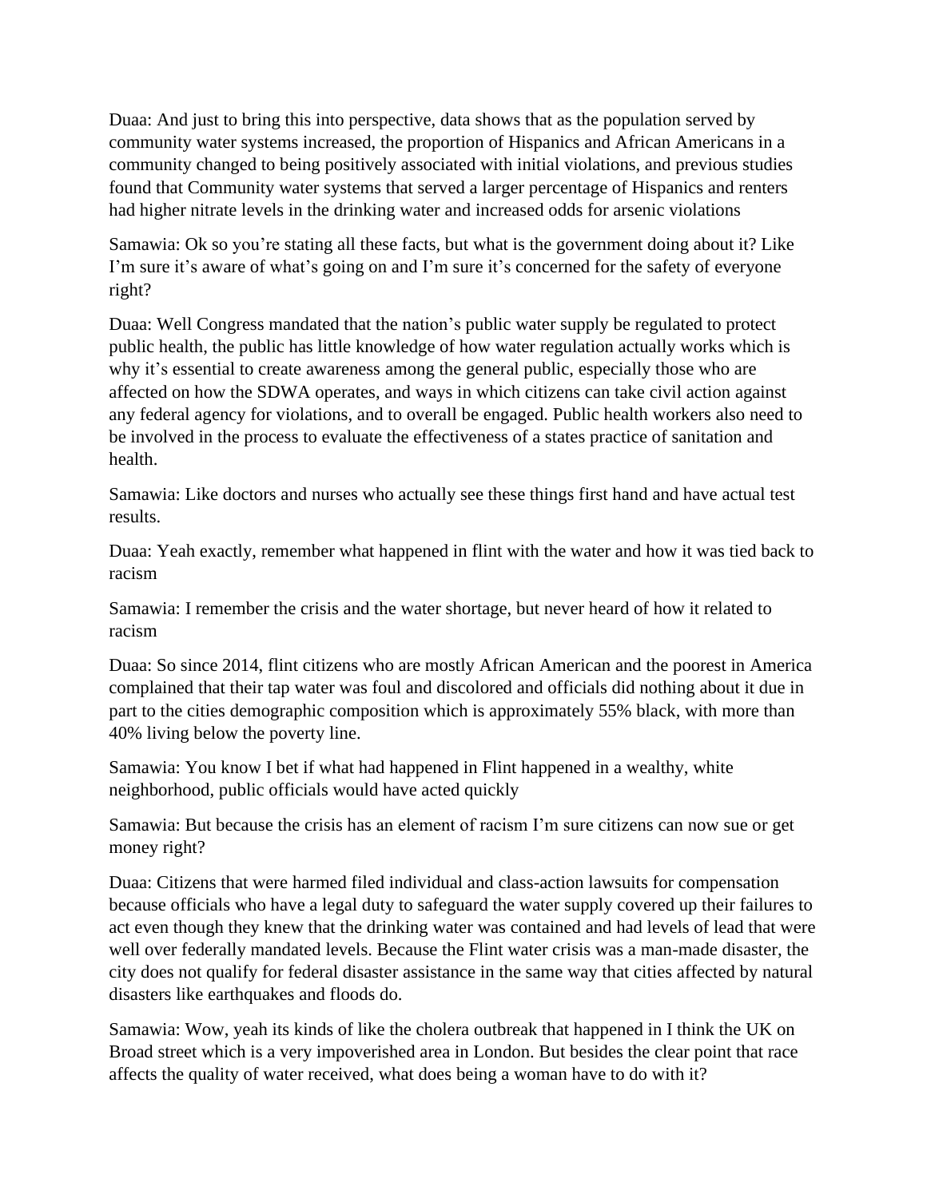Duaa: And just to bring this into perspective, data shows that as the population served by community water systems increased, the proportion of Hispanics and African Americans in a community changed to being positively associated with initial violations, and previous studies found that Community water systems that served a larger percentage of Hispanics and renters had higher nitrate levels in the drinking water and increased odds for arsenic violations

Samawia: Ok so you're stating all these facts, but what is the government doing about it? Like I'm sure it's aware of what's going on and I'm sure it's concerned for the safety of everyone right?

Duaa: Well Congress mandated that the nation's public water supply be regulated to protect public health, the public has little knowledge of how water regulation actually works which is why it's essential to create awareness among the general public, especially those who are affected on how the SDWA operates, and ways in which citizens can take civil action against any federal agency for violations, and to overall be engaged. Public health workers also need to be involved in the process to evaluate the effectiveness of a states practice of sanitation and health.

Samawia: Like doctors and nurses who actually see these things first hand and have actual test results.

Duaa: Yeah exactly, remember what happened in flint with the water and how it was tied back to racism

Samawia: I remember the crisis and the water shortage, but never heard of how it related to racism

Duaa: So since 2014, flint citizens who are mostly African American and the poorest in America complained that their tap water was foul and discolored and officials did nothing about it due in part to the cities demographic composition which is approximately 55% black, with more than 40% living below the poverty line.

Samawia: You know I bet if what had happened in Flint happened in a wealthy, white neighborhood, public officials would have acted quickly

Samawia: But because the crisis has an element of racism I'm sure citizens can now sue or get money right?

Duaa: Citizens that were harmed filed individual and class-action lawsuits for compensation because officials who have a legal duty to safeguard the water supply covered up their failures to act even though they knew that the drinking water was contained and had levels of lead that were well over federally mandated levels. Because the Flint water crisis was a man-made disaster, the city does not qualify for federal disaster assistance in the same way that cities affected by natural disasters like earthquakes and floods do.

Samawia: Wow, yeah its kinds of like the cholera outbreak that happened in I think the UK on Broad street which is a very impoverished area in London. But besides the clear point that race affects the quality of water received, what does being a woman have to do with it?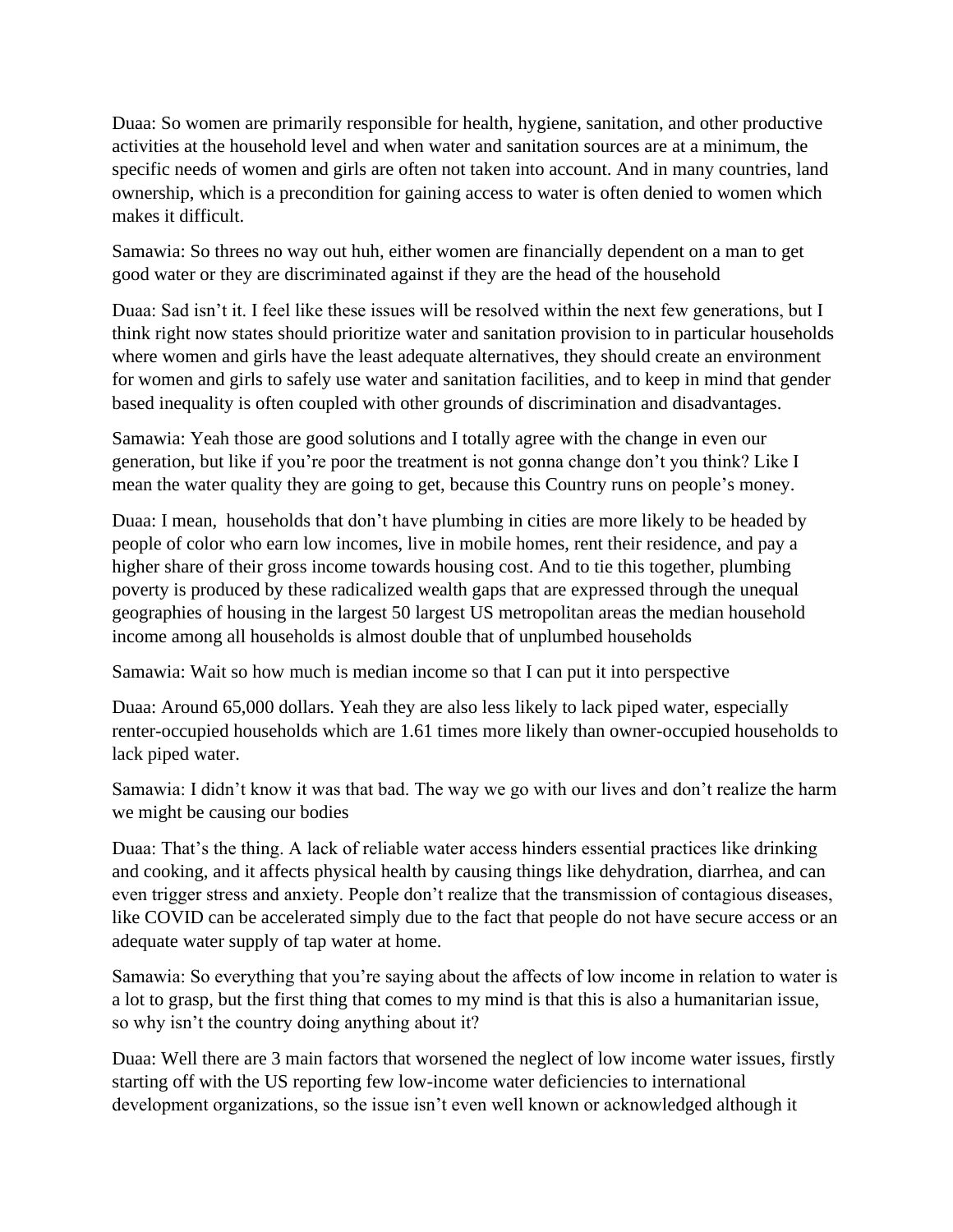Duaa: So women are primarily responsible for health, hygiene, sanitation, and other productive activities at the household level and when water and sanitation sources are at a minimum, the specific needs of women and girls are often not taken into account. And in many countries, land ownership, which is a precondition for gaining access to water is often denied to women which makes it difficult.

Samawia: So threes no way out huh, either women are financially dependent on a man to get good water or they are discriminated against if they are the head of the household

Duaa: Sad isn't it. I feel like these issues will be resolved within the next few generations, but I think right now states should prioritize water and sanitation provision to in particular households where women and girls have the least adequate alternatives, they should create an environment for women and girls to safely use water and sanitation facilities, and to keep in mind that gender based inequality is often coupled with other grounds of discrimination and disadvantages.

Samawia: Yeah those are good solutions and I totally agree with the change in even our generation, but like if you're poor the treatment is not gonna change don't you think? Like I mean the water quality they are going to get, because this Country runs on people's money.

Duaa: I mean,  households that don't have plumbing in cities are more likely to be headed by people of color who earn low incomes, live in mobile homes, rent their residence, and pay a higher share of their gross income towards housing cost. And to tie this together, plumbing poverty is produced by these radicalized wealth gaps that are expressed through the unequal geographies of housing in the largest 50 largest US metropolitan areas the median household income among all households is almost double that of unplumbed households

Samawia: Wait so how much is median income so that I can put it into perspective

Duaa: Around 65,000 dollars. Yeah they are also less likely to lack piped water, especially renter-occupied households which are 1.61 times more likely than owner-occupied households to lack piped water.

Samawia: I didn't know it was that bad. The way we go with our lives and don't realize the harm we might be causing our bodies

Duaa: That's the thing. A lack of reliable water access hinders essential practices like drinking and cooking, and it affects physical health by causing things like dehydration, diarrhea, and can even trigger stress and anxiety. People don't realize that the transmission of contagious diseases, like COVID can be accelerated simply due to the fact that people do not have secure access or an adequate water supply of tap water at home.

Samawia: So everything that you're saying about the affects of low income in relation to water is a lot to grasp, but the first thing that comes to my mind is that this is also a humanitarian issue, so why isn't the country doing anything about it?

Duaa: Well there are 3 main factors that worsened the neglect of low income water issues, firstly starting off with the US reporting few low-income water deficiencies to international development organizations, so the issue isn't even well known or acknowledged although it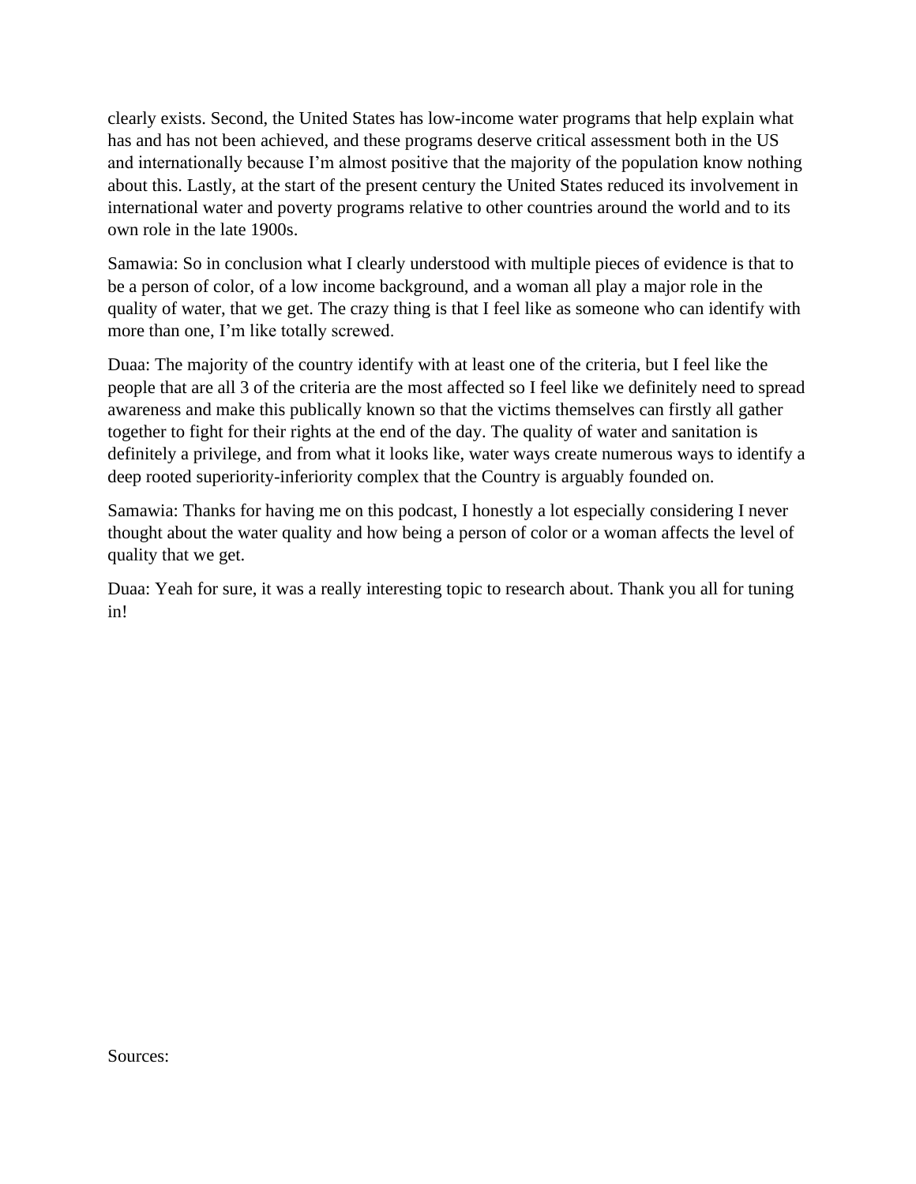clearly exists. Second, the United States has low-income water programs that help explain what has and has not been achieved, and these programs deserve critical assessment both in the US and internationally because I'm almost positive that the majority of the population know nothing about this. Lastly, at the start of the present century the United States reduced its involvement in international water and poverty programs relative to other countries around the world and to its own role in the late 1900s.

Samawia: So in conclusion what I clearly understood with multiple pieces of evidence is that to be a person of color, of a low income background, and a woman all play a major role in the quality of water, that we get. The crazy thing is that I feel like as someone who can identify with more than one, I'm like totally screwed.

Duaa: The majority of the country identify with at least one of the criteria, but I feel like the people that are all 3 of the criteria are the most affected so I feel like we definitely need to spread awareness and make this publically known so that the victims themselves can firstly all gather together to fight for their rights at the end of the day. The quality of water and sanitation is definitely a privilege, and from what it looks like, water ways create numerous ways to identify a deep rooted superiority-inferiority complex that the Country is arguably founded on.

Samawia: Thanks for having me on this podcast, I honestly a lot especially considering I never thought about the water quality and how being a person of color or a woman affects the level of quality that we get.

Duaa: Yeah for sure, it was a really interesting topic to research about. Thank you all for tuning in!

Sources: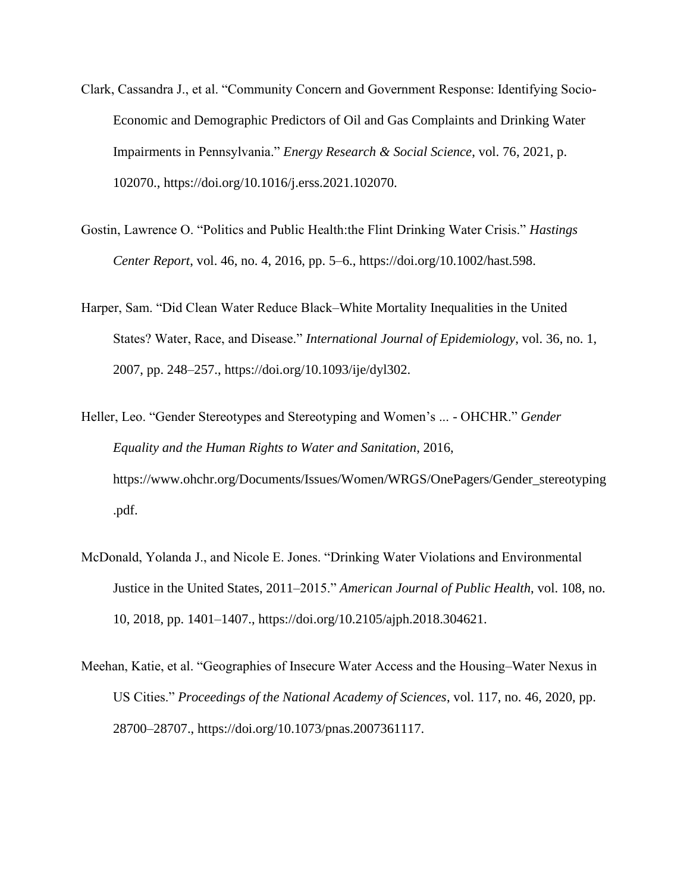Clark, Cassandra J., et al. "Community Concern and Government Response: Identifying Socio-Economic and Demographic Predictors of Oil and Gas Complaints and Drinking Water Impairments in Pennsylvania." *Energy Research & Social Science*, vol. 76, 2021, p. 102070., https://doi.org/10.1016/j.erss.2021.102070.

Gostin, Lawrence O. "Politics and Public Health:the Flint Drinking Water Crisis." *Hastings Center Report*, vol. 46, no. 4, 2016, pp. 5–6., https://doi.org/10.1002/hast.598.

Harper, Sam. "Did Clean Water Reduce Black–White Mortality Inequalities in the United States? Water, Race, and Disease." *International Journal of Epidemiology*, vol. 36, no. 1, 2007, pp. 248–257., https://doi.org/10.1093/ije/dyl302.

Heller, Leo. "Gender Stereotypes and Stereotyping and Women's ... - OHCHR." *Gender Equality and the Human Rights to Water and Sanitation*, 2016, https://www.ohchr.org/Documents/Issues/Women/WRGS/OnePagers/Gender_stereotyping.pdf.

McDonald, Yolanda J., and Nicole E. Jones. "Drinking Water Violations and Environmental Justice in the United States, 2011–2015." *American Journal of Public Health*, vol. 108, no. 10, 2018, pp. 1401–1407., https://doi.org/10.2105/ajph.2018.304621.

Meehan, Katie, et al. "Geographies of Insecure Water Access and the Housing–Water Nexus in US Cities." *Proceedings of the National Academy of Sciences*, vol. 117, no. 46, 2020, pp. 28700–28707., https://doi.org/10.1073/pnas.2007361117.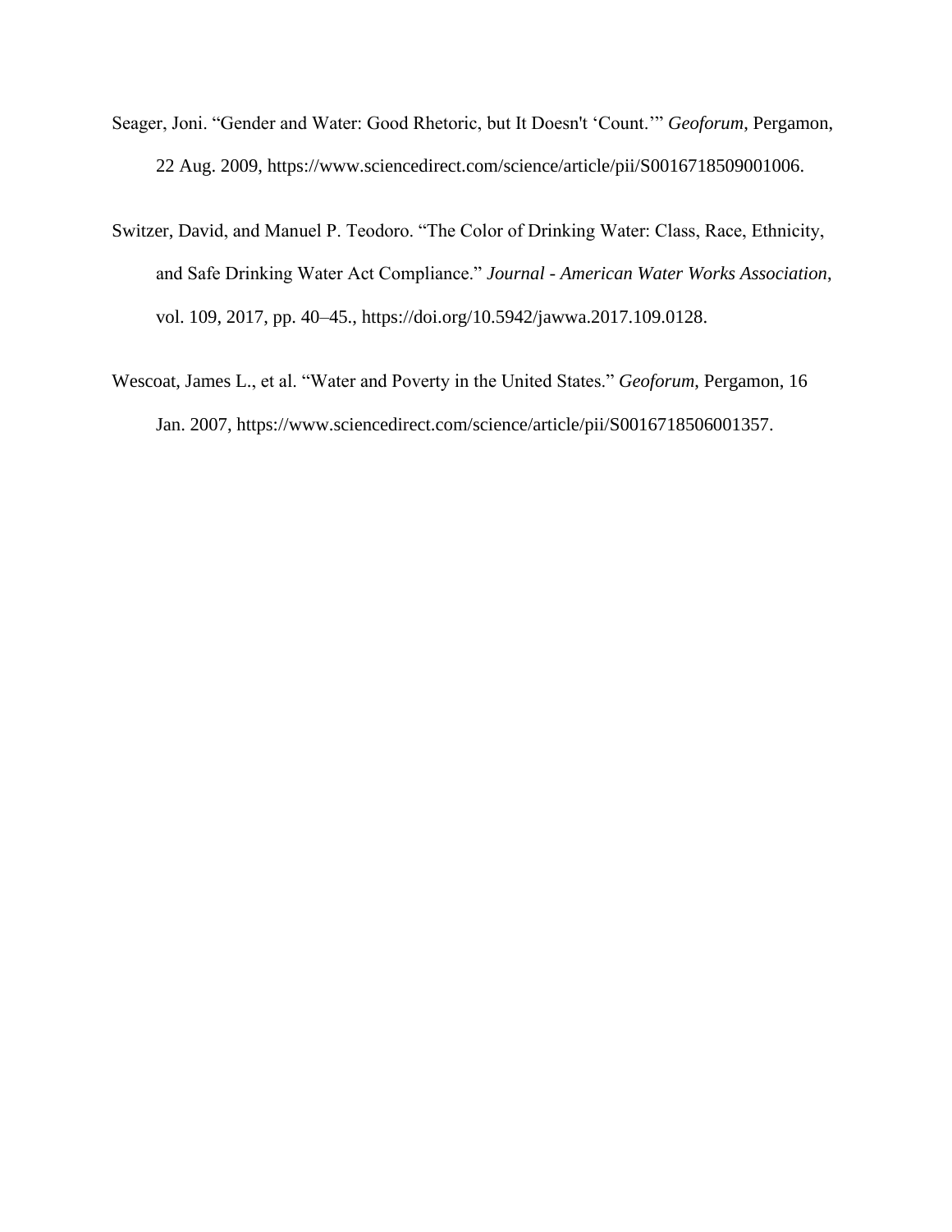Seager, Joni. "Gender and Water: Good Rhetoric, but It Doesn't 'Count.'" *Geoforum*, Pergamon, 22 Aug. 2009, https://www.sciencedirect.com/science/article/pii/S0016718509001006.

Switzer, David, and Manuel P. Teodoro. "The Color of Drinking Water: Class, Race, Ethnicity, and Safe Drinking Water Act Compliance." *Journal - American Water Works Association*, vol. 109, 2017, pp. 40–45., https://doi.org/10.5942/jawwa.2017.109.0128.

Wescoat, James L., et al. "Water and Poverty in the United States." *Geoforum*, Pergamon, 16 Jan. 2007, https://www.sciencedirect.com/science/article/pii/S0016718506001357.